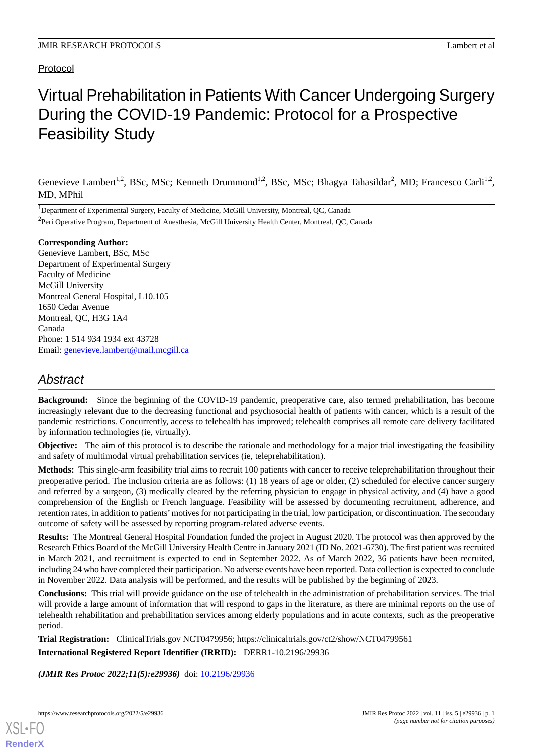Protocol

# Virtual Prehabilitation in Patients With Cancer Undergoing Surgery During the COVID-19 Pandemic: Protocol for a Prospective Feasibility Study

Genevieve Lambert[1,2], BSc, MSc; Kenneth Drummond[1,2], BSc, MSc; Bhagya Tahasildar[2], MD; Francesco Carli[1,2], MD, MPhil

[1]Department of Experimental Surgery, Faculty of Medicine, McGill University, Montreal, QC, Canada

[2]Peri Operative Program, Department of Anesthesia, McGill University Health Center, Montreal, QC, Canada

**Corresponding Author:**
Genevieve Lambert, BSc, MSc
Department of Experimental Surgery
Faculty of Medicine
McGill University
Montreal General Hospital, L10.105
1650 Cedar Avenue
Montreal, QC, H3G 1A4
Canada
Phone: 1 514 934 1934 ext 43728
Email: genevieve.lambert@mail.mcgill.ca

## Abstract

**Background:** Since the beginning of the COVID-19 pandemic, preoperative care, also termed prehabilitation, has become increasingly relevant due to the decreasing functional and psychosocial health of patients with cancer, which is a result of the pandemic restrictions. Concurrently, access to telehealth has improved; telehealth comprises all remote care delivery facilitated by information technologies (ie, virtually).

**Objective:** The aim of this protocol is to describe the rationale and methodology for a major trial investigating the feasibility and safety of multimodal virtual prehabilitation services (ie, teleprehabilitation).

**Methods:** This single-arm feasibility trial aims to recruit 100 patients with cancer to receive teleprehabilitation throughout their preoperative period. The inclusion criteria are as follows: (1) 18 years of age or older, (2) scheduled for elective cancer surgery and referred by a surgeon, (3) medically cleared by the referring physician to engage in physical activity, and (4) have a good comprehension of the English or French language. Feasibility will be assessed by documenting recruitment, adherence, and retention rates, in addition to patients' motives for not participating in the trial, low participation, or discontinuation. The secondary outcome of safety will be assessed by reporting program-related adverse events.

**Results:** The Montreal General Hospital Foundation funded the project in August 2020. The protocol was then approved by the Research Ethics Board of the McGill University Health Centre in January 2021 (ID No. 2021-6730). The first patient was recruited in March 2021, and recruitment is expected to end in September 2022. As of March 2022, 36 patients have been recruited, including 24 who have completed their participation. No adverse events have been reported. Data collection is expected to conclude in November 2022. Data analysis will be performed, and the results will be published by the beginning of 2023.

**Conclusions:** This trial will provide guidance on the use of telehealth in the administration of prehabilitation services. The trial will provide a large amount of information that will respond to gaps in the literature, as there are minimal reports on the use of telehealth rehabilitation and prehabilitation services among elderly populations and in acute contexts, such as the preoperative period.

**Trial Registration:** ClinicalTrials.gov NCT0479956; https://clinicaltrials.gov/ct2/show/NCT04799561

**International Registered Report Identifier (IRRID):** DERR1-10.2196/29936

***(JMIR Res Protoc 2022;11(5):e29936)*** doi: 10.2196/29936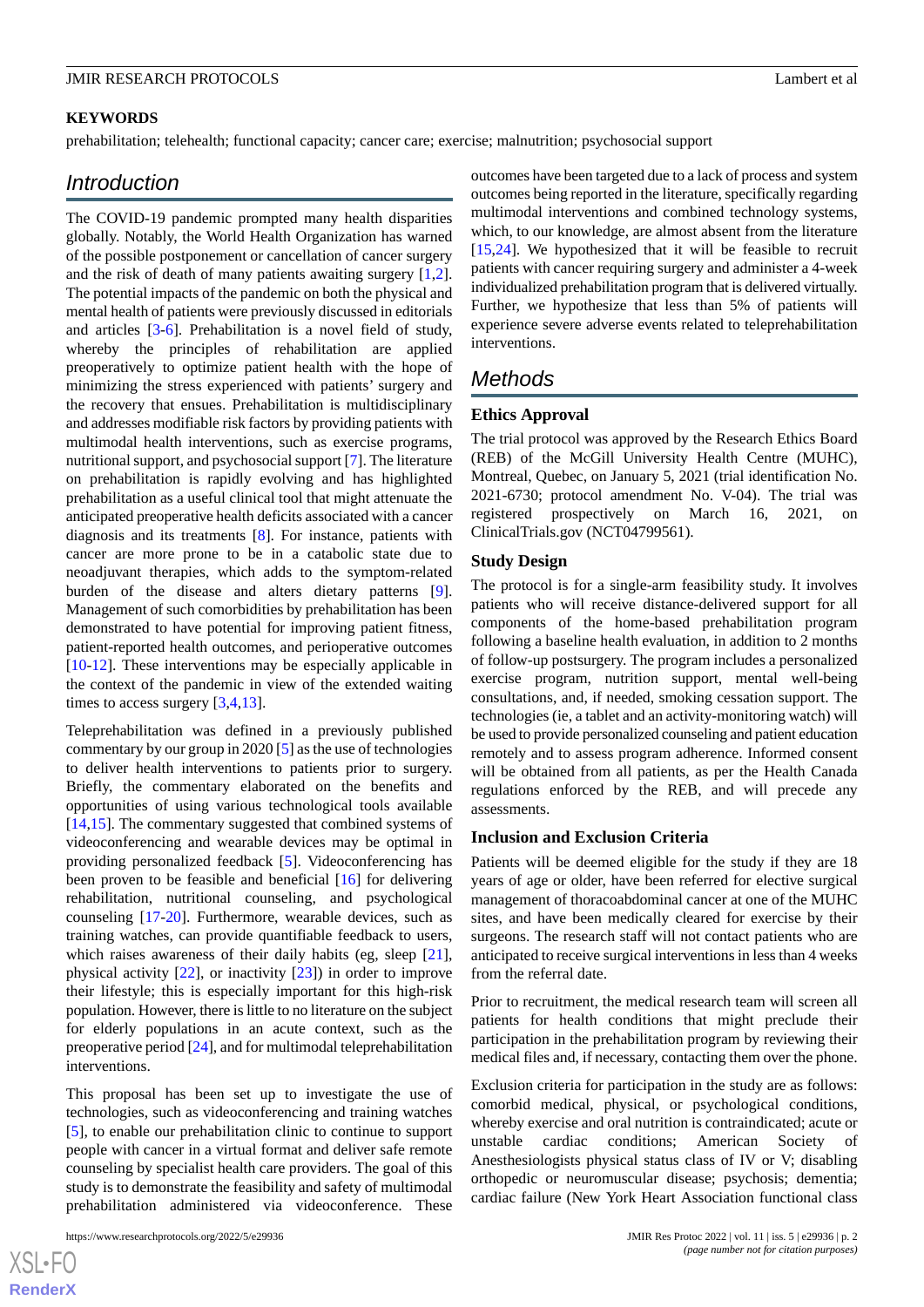## KEYWORDS

prehabilitation; telehealth; functional capacity; cancer care; exercise; malnutrition; psychosocial support

## Introduction

The COVID-19 pandemic prompted many health disparities globally. Notably, the World Health Organization has warned of the possible postponement or cancellation of cancer surgery and the risk of death of many patients awaiting surgery [1,2]. The potential impacts of the pandemic on both the physical and mental health of patients were previously discussed in editorials and articles [3-6]. Prehabilitation is a novel field of study, whereby the principles of rehabilitation are applied preoperatively to optimize patient health with the hope of minimizing the stress experienced with patients' surgery and the recovery that ensues. Prehabilitation is multidisciplinary and addresses modifiable risk factors by providing patients with multimodal health interventions, such as exercise programs, nutritional support, and psychosocial support [7]. The literature on prehabilitation is rapidly evolving and has highlighted prehabilitation as a useful clinical tool that might attenuate the anticipated preoperative health deficits associated with a cancer diagnosis and its treatments [8]. For instance, patients with cancer are more prone to be in a catabolic state due to neoadjuvant therapies, which adds to the symptom-related burden of the disease and alters dietary patterns [9]. Management of such comorbidities by prehabilitation has been demonstrated to have potential for improving patient fitness, patient-reported health outcomes, and perioperative outcomes [10-12]. These interventions may be especially applicable in the context of the pandemic in view of the extended waiting times to access surgery [3,4,13].

Teleprehabilitation was defined in a previously published commentary by our group in 2020 [5] as the use of technologies to deliver health interventions to patients prior to surgery. Briefly, the commentary elaborated on the benefits and opportunities of using various technological tools available [14,15]. The commentary suggested that combined systems of videoconferencing and wearable devices may be optimal in providing personalized feedback [5]. Videoconferencing has been proven to be feasible and beneficial [16] for delivering rehabilitation, nutritional counseling, and psychological counseling [17-20]. Furthermore, wearable devices, such as training watches, can provide quantifiable feedback to users, which raises awareness of their daily habits (eg, sleep [21], physical activity [22], or inactivity [23]) in order to improve their lifestyle; this is especially important for this high-risk population. However, there is little to no literature on the subject for elderly populations in an acute context, such as the preoperative period [24], and for multimodal teleprehabilitation interventions.

This proposal has been set up to investigate the use of technologies, such as videoconferencing and training watches [5], to enable our prehabilitation clinic to continue to support people with cancer in a virtual format and deliver safe remote counseling by specialist health care providers. The goal of this study is to demonstrate the feasibility and safety of multimodal prehabilitation administered via videoconference. These outcomes have been targeted due to a lack of process and system outcomes being reported in the literature, specifically regarding multimodal interventions and combined technology systems, which, to our knowledge, are almost absent from the literature [15,24]. We hypothesized that it will be feasible to recruit patients with cancer requiring surgery and administer a 4-week individualized prehabilitation program that is delivered virtually. Further, we hypothesize that less than 5% of patients will experience severe adverse events related to teleprehabilitation interventions.

## Methods

### Ethics Approval

The trial protocol was approved by the Research Ethics Board (REB) of the McGill University Health Centre (MUHC), Montreal, Quebec, on January 5, 2021 (trial identification No. 2021-6730; protocol amendment No. V-04). The trial was registered prospectively on March 16, 2021, on ClinicalTrials.gov (NCT04799561).

### Study Design

The protocol is for a single-arm feasibility study. It involves patients who will receive distance-delivered support for all components of the home-based prehabilitation program following a baseline health evaluation, in addition to 2 months of follow-up postsurgery. The program includes a personalized exercise program, nutrition support, mental well-being consultations, and, if needed, smoking cessation support. The technologies (ie, a tablet and an activity-monitoring watch) will be used to provide personalized counseling and patient education remotely and to assess program adherence. Informed consent will be obtained from all patients, as per the Health Canada regulations enforced by the REB, and will precede any assessments.

### Inclusion and Exclusion Criteria

Patients will be deemed eligible for the study if they are 18 years of age or older, have been referred for elective surgical management of thoracoabdominal cancer at one of the MUHC sites, and have been medically cleared for exercise by their surgeons. The research staff will not contact patients who are anticipated to receive surgical interventions in less than 4 weeks from the referral date.

Prior to recruitment, the medical research team will screen all patients for health conditions that might preclude their participation in the prehabilitation program by reviewing their medical files and, if necessary, contacting them over the phone.

Exclusion criteria for participation in the study are as follows: comorbid medical, physical, or psychological conditions, whereby exercise and oral nutrition is contraindicated; acute or unstable cardiac conditions; American Society of Anesthesiologists physical status class of IV or V; disabling orthopedic or neuromuscular disease; psychosis; dementia; cardiac failure (New York Heart Association functional class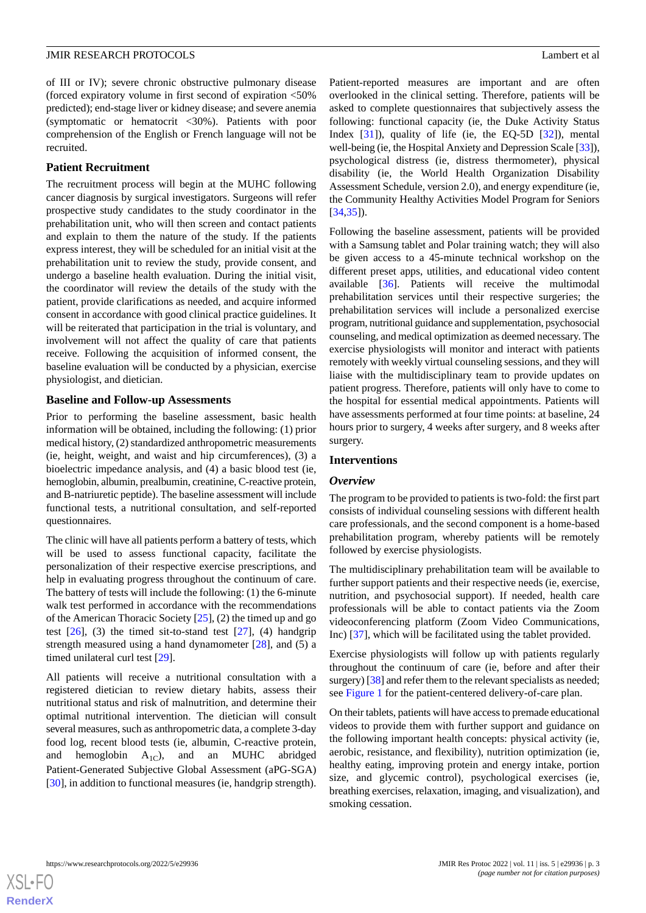of III or IV); severe chronic obstructive pulmonary disease (forced expiratory volume in first second of expiration <50% predicted); end-stage liver or kidney disease; and severe anemia (symptomatic or hematocrit <30%). Patients with poor comprehension of the English or French language will not be recruited.

### Patient Recruitment

The recruitment process will begin at the MUHC following cancer diagnosis by surgical investigators. Surgeons will refer prospective study candidates to the study coordinator in the prehabilitation unit, who will then screen and contact patients and explain to them the nature of the study. If the patients express interest, they will be scheduled for an initial visit at the prehabilitation unit to review the study, provide consent, and undergo a baseline health evaluation. During the initial visit, the coordinator will review the details of the study with the patient, provide clarifications as needed, and acquire informed consent in accordance with good clinical practice guidelines. It will be reiterated that participation in the trial is voluntary, and involvement will not affect the quality of care that patients receive. Following the acquisition of informed consent, the baseline evaluation will be conducted by a physician, exercise physiologist, and dietician.

### Baseline and Follow-up Assessments

Prior to performing the baseline assessment, basic health information will be obtained, including the following: (1) prior medical history, (2) standardized anthropometric measurements (ie, height, weight, and waist and hip circumferences), (3) a bioelectric impedance analysis, and (4) a basic blood test (ie, hemoglobin, albumin, prealbumin, creatinine, C-reactive protein, and B-natriuretic peptide). The baseline assessment will include functional tests, a nutritional consultation, and self-reported questionnaires.

The clinic will have all patients perform a battery of tests, which will be used to assess functional capacity, facilitate the personalization of their respective exercise prescriptions, and help in evaluating progress throughout the continuum of care. The battery of tests will include the following: (1) the 6-minute walk test performed in accordance with the recommendations of the American Thoracic Society [25], (2) the timed up and go test [26], (3) the timed sit-to-stand test [27], (4) handgrip strength measured using a hand dynamometer [28], and (5) a timed unilateral curl test [29].

All patients will receive a nutritional consultation with a registered dietician to review dietary habits, assess their nutritional status and risk of malnutrition, and determine their optimal nutritional intervention. The dietician will consult several measures, such as anthropometric data, a complete 3-day food log, recent blood tests (ie, albumin, C-reactive protein, and hemoglobin $A_{1C}$), and an MUHC abridged Patient-Generated Subjective Global Assessment (aPG-SGA) [30], in addition to functional measures (ie, handgrip strength).

Patient-reported measures are important and are often overlooked in the clinical setting. Therefore, patients will be asked to complete questionnaires that subjectively assess the following: functional capacity (ie, the Duke Activity Status Index [31]), quality of life (ie, the EQ-5D [32]), mental well-being (ie, the Hospital Anxiety and Depression Scale [33]), psychological distress (ie, distress thermometer), physical disability (ie, the World Health Organization Disability Assessment Schedule, version 2.0), and energy expenditure (ie, the Community Healthy Activities Model Program for Seniors [34,35]).

Following the baseline assessment, patients will be provided with a Samsung tablet and Polar training watch; they will also be given access to a 45-minute technical workshop on the different preset apps, utilities, and educational video content available [36]. Patients will receive the multimodal prehabilitation services until their respective surgeries; the prehabilitation services will include a personalized exercise program, nutritional guidance and supplementation, psychosocial counseling, and medical optimization as deemed necessary. The exercise physiologists will monitor and interact with patients remotely with weekly virtual counseling sessions, and they will liaise with the multidisciplinary team to provide updates on patient progress. Therefore, patients will only have to come to the hospital for essential medical appointments. Patients will have assessments performed at four time points: at baseline, 24 hours prior to surgery, 4 weeks after surgery, and 8 weeks after surgery.

### Interventions

#### *Overview*

The program to be provided to patients is two-fold: the first part consists of individual counseling sessions with different health care professionals, and the second component is a home-based prehabilitation program, whereby patients will be remotely followed by exercise physiologists.

The multidisciplinary prehabilitation team will be available to further support patients and their respective needs (ie, exercise, nutrition, and psychosocial support). If needed, health care professionals will be able to contact patients via the Zoom videoconferencing platform (Zoom Video Communications, Inc) [37], which will be facilitated using the tablet provided.

Exercise physiologists will follow up with patients regularly throughout the continuum of care (ie, before and after their surgery) [38] and refer them to the relevant specialists as needed; see Figure 1 for the patient-centered delivery-of-care plan.

On their tablets, patients will have access to premade educational videos to provide them with further support and guidance on the following important health concepts: physical activity (ie, aerobic, resistance, and flexibility), nutrition optimization (ie, healthy eating, improving protein and energy intake, portion size, and glycemic control), psychological exercises (ie, breathing exercises, relaxation, imaging, and visualization), and smoking cessation.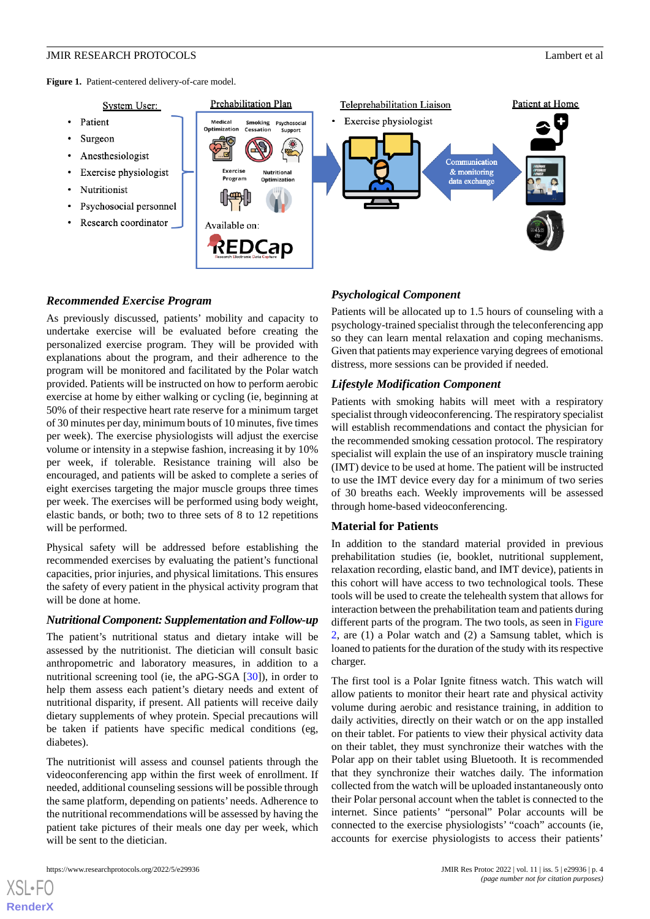**Figure 1.** Patient-centered delivery-of-care model.

### *Recommended Exercise Program*

As previously discussed, patients' mobility and capacity to undertake exercise will be evaluated before creating the personalized exercise program. They will be provided with explanations about the program, and their adherence to the program will be monitored and facilitated by the Polar watch provided. Patients will be instructed on how to perform aerobic exercise at home by either walking or cycling (ie, beginning at 50% of their respective heart rate reserve for a minimum target of 30 minutes per day, minimum bouts of 10 minutes, five times per week). The exercise physiologists will adjust the exercise volume or intensity in a stepwise fashion, increasing it by 10% per week, if tolerable. Resistance training will also be encouraged, and patients will be asked to complete a series of eight exercises targeting the major muscle groups three times per week. The exercises will be performed using body weight, elastic bands, or both; two to three sets of 8 to 12 repetitions will be performed.

Physical safety will be addressed before establishing the recommended exercises by evaluating the patient's functional capacities, prior injuries, and physical limitations. This ensures the safety of every patient in the physical activity program that will be done at home.

### *Nutritional Component: Supplementation and Follow-up*

The patient's nutritional status and dietary intake will be assessed by the nutritionist. The dietician will consult basic anthropometric and laboratory measures, in addition to a nutritional screening tool (ie, the aPG-SGA [30]), in order to help them assess each patient's dietary needs and extent of nutritional disparity, if present. All patients will receive daily dietary supplements of whey protein. Special precautions will be taken if patients have specific medical conditions (eg, diabetes).

The nutritionist will assess and counsel patients through the videoconferencing app within the first week of enrollment. If needed, additional counseling sessions will be possible through the same platform, depending on patients' needs. Adherence to the nutritional recommendations will be assessed by having the patient take pictures of their meals one day per week, which will be sent to the dietician.

### *Psychological Component*

Patients will be allocated up to 1.5 hours of counseling with a psychology-trained specialist through the teleconferencing app so they can learn mental relaxation and coping mechanisms. Given that patients may experience varying degrees of emotional distress, more sessions can be provided if needed.

### *Lifestyle Modification Component*

Patients with smoking habits will meet with a respiratory specialist through videoconferencing. The respiratory specialist will establish recommendations and contact the physician for the recommended smoking cessation protocol. The respiratory specialist will explain the use of an inspiratory muscle training (IMT) device to be used at home. The patient will be instructed to use the IMT device every day for a minimum of two series of 30 breaths each. Weekly improvements will be assessed through home-based videoconferencing.

## Material for Patients

In addition to the standard material provided in previous prehabilitation studies (ie, booklet, nutritional supplement, relaxation recording, elastic band, and IMT device), patients in this cohort will have access to two technological tools. These tools will be used to create the telehealth system that allows for interaction between the prehabilitation team and patients during different parts of the program. The two tools, as seen in Figure 2, are (1) a Polar watch and (2) a Samsung tablet, which is loaned to patients for the duration of the study with its respective charger.

The first tool is a Polar Ignite fitness watch. This watch will allow patients to monitor their heart rate and physical activity volume during aerobic and resistance training, in addition to daily activities, directly on their watch or on the app installed on their tablet. For patients to view their physical activity data on their tablet, they must synchronize their watches with the Polar app on their tablet using Bluetooth. It is recommended that they synchronize their watches daily. The information collected from the watch will be uploaded instantaneously onto their Polar personal account when the tablet is connected to the internet. Since patients' "personal" Polar accounts will be connected to the exercise physiologists' "coach" accounts (ie, accounts for exercise physiologists to access their patients'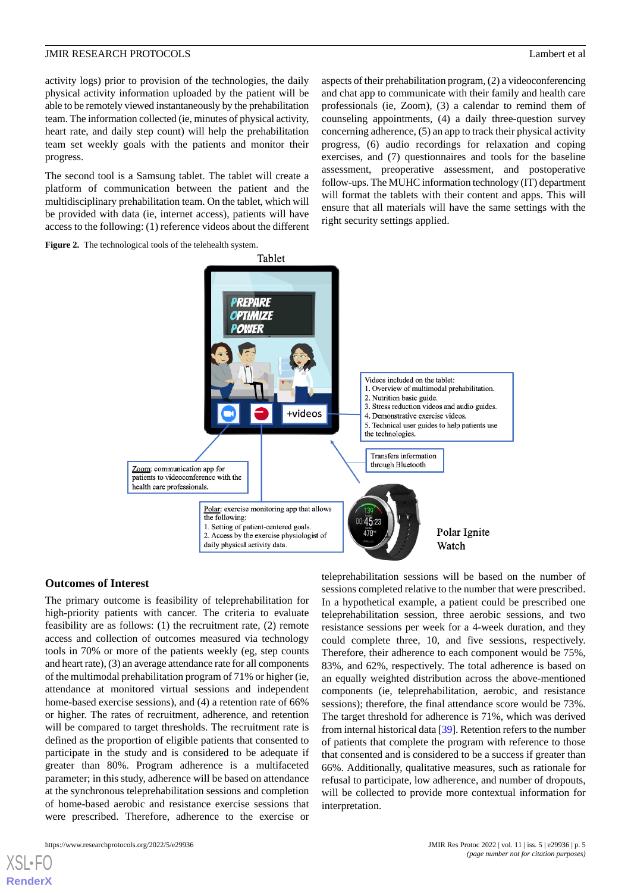activity logs) prior to provision of the technologies, the daily physical activity information uploaded by the patient will be able to be remotely viewed instantaneously by the prehabilitation team. The information collected (ie, minutes of physical activity, heart rate, and daily step count) will help the prehabilitation team set weekly goals with the patients and monitor their progress.

The second tool is a Samsung tablet. The tablet will create a platform of communication between the patient and the multidisciplinary prehabilitation team. On the tablet, which will be provided with data (ie, internet access), patients will have access to the following: (1) reference videos about the different aspects of their prehabilitation program, (2) a videoconferencing and chat app to communicate with their family and health care professionals (ie, Zoom), (3) a calendar to remind them of counseling appointments, (4) a daily three-question survey concerning adherence, (5) an app to track their physical activity progress, (6) audio recordings for relaxation and coping exercises, and (7) questionnaires and tools for the baseline assessment, preoperative assessment, and postoperative follow-ups. The MUHC information technology (IT) department will format the tablets with their content and apps. This will ensure that all materials will have the same settings with the right security settings applied.

**Figure 2.** The technological tools of the telehealth system.

## Outcomes of Interest

The primary outcome is feasibility of teleprehabilitation for high-priority patients with cancer. The criteria to evaluate feasibility are as follows: (1) the recruitment rate, (2) remote access and collection of outcomes measured via technology tools in 70% or more of the patients weekly (eg, step counts and heart rate), (3) an average attendance rate for all components of the multimodal prehabilitation program of 71% or higher (ie, attendance at monitored virtual sessions and independent home-based exercise sessions), and (4) a retention rate of 66% or higher. The rates of recruitment, adherence, and retention will be compared to target thresholds. The recruitment rate is defined as the proportion of eligible patients that consented to participate in the study and is considered to be adequate if greater than 80%. Program adherence is a multifaceted parameter; in this study, adherence will be based on attendance at the synchronous teleprehabilitation sessions and completion of home-based aerobic and resistance exercise sessions that were prescribed. Therefore, adherence to the exercise or teleprehabilitation sessions will be based on the number of sessions completed relative to the number that were prescribed. In a hypothetical example, a patient could be prescribed one teleprehabilitation session, three aerobic sessions, and two resistance sessions per week for a 4-week duration, and they could complete three, 10, and five sessions, respectively. Therefore, their adherence to each component would be 75%, 83%, and 62%, respectively. The total adherence is based on an equally weighted distribution across the above-mentioned components (ie, teleprehabilitation, aerobic, and resistance sessions); therefore, the final attendance score would be 73%. The target threshold for adherence is 71%, which was derived from internal historical data [39]. Retention refers to the number of patients that complete the program with reference to those that consented and is considered to be a success if greater than 66%. Additionally, qualitative measures, such as rationale for refusal to participate, low adherence, and number of dropouts, will be collected to provide more contextual information for interpretation.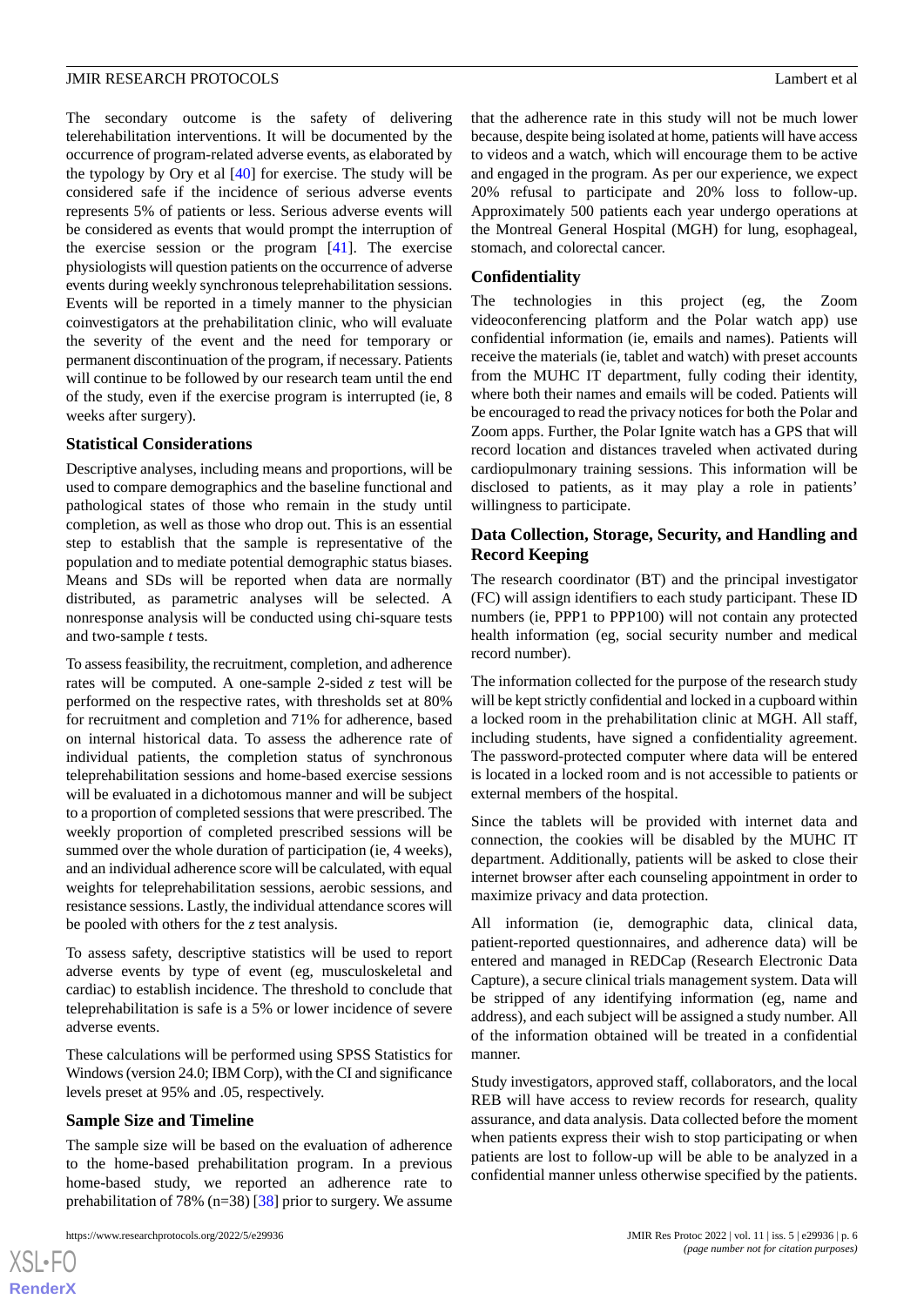The secondary outcome is the safety of delivering telerehabilitation interventions. It will be documented by the occurrence of program-related adverse events, as elaborated by the typology by Ory et al [40] for exercise. The study will be considered safe if the incidence of serious adverse events represents 5% of patients or less. Serious adverse events will be considered as events that would prompt the interruption of the exercise session or the program [41]. The exercise physiologists will question patients on the occurrence of adverse events during weekly synchronous teleprehabilitation sessions. Events will be reported in a timely manner to the physician coinvestigators at the prehabilitation clinic, who will evaluate the severity of the event and the need for temporary or permanent discontinuation of the program, if necessary. Patients will continue to be followed by our research team until the end of the study, even if the exercise program is interrupted (ie, 8 weeks after surgery).

### Statistical Considerations

Descriptive analyses, including means and proportions, will be used to compare demographics and the baseline functional and pathological states of those who remain in the study until completion, as well as those who drop out. This is an essential step to establish that the sample is representative of the population and to mediate potential demographic status biases. Means and SDs will be reported when data are normally distributed, as parametric analyses will be selected. A nonresponse analysis will be conducted using chi-square tests and two-sample *t* tests.

To assess feasibility, the recruitment, completion, and adherence rates will be computed. A one-sample 2-sided *z* test will be performed on the respective rates, with thresholds set at 80% for recruitment and completion and 71% for adherence, based on internal historical data. To assess the adherence rate of individual patients, the completion status of synchronous teleprehabilitation sessions and home-based exercise sessions will be evaluated in a dichotomous manner and will be subject to a proportion of completed sessions that were prescribed. The weekly proportion of completed prescribed sessions will be summed over the whole duration of participation (ie, 4 weeks), and an individual adherence score will be calculated, with equal weights for teleprehabilitation sessions, aerobic sessions, and resistance sessions. Lastly, the individual attendance scores will be pooled with others for the *z* test analysis.

To assess safety, descriptive statistics will be used to report adverse events by type of event (eg, musculoskeletal and cardiac) to establish incidence. The threshold to conclude that teleprehabilitation is safe is a 5% or lower incidence of severe adverse events.

These calculations will be performed using SPSS Statistics for Windows (version 24.0; IBM Corp), with the CI and significance levels preset at 95% and .05, respectively.

### Sample Size and Timeline

The sample size will be based on the evaluation of adherence to the home-based prehabilitation program. In a previous home-based study, we reported an adherence rate to prehabilitation of 78% (n=38) [38] prior to surgery. We assume that the adherence rate in this study will not be much lower because, despite being isolated at home, patients will have access to videos and a watch, which will encourage them to be active and engaged in the program. As per our experience, we expect 20% refusal to participate and 20% loss to follow-up. Approximately 500 patients each year undergo operations at the Montreal General Hospital (MGH) for lung, esophageal, stomach, and colorectal cancer.

### Confidentiality

The technologies in this project (eg, the Zoom videoconferencing platform and the Polar watch app) use confidential information (ie, emails and names). Patients will receive the materials (ie, tablet and watch) with preset accounts from the MUHC IT department, fully coding their identity, where both their names and emails will be coded. Patients will be encouraged to read the privacy notices for both the Polar and Zoom apps. Further, the Polar Ignite watch has a GPS that will record location and distances traveled when activated during cardiopulmonary training sessions. This information will be disclosed to patients, as it may play a role in patients' willingness to participate.

### Data Collection, Storage, Security, and Handling and Record Keeping

The research coordinator (BT) and the principal investigator (FC) will assign identifiers to each study participant. These ID numbers (ie, PPP1 to PPP100) will not contain any protected health information (eg, social security number and medical record number).

The information collected for the purpose of the research study will be kept strictly confidential and locked in a cupboard within a locked room in the prehabilitation clinic at MGH. All staff, including students, have signed a confidentiality agreement. The password-protected computer where data will be entered is located in a locked room and is not accessible to patients or external members of the hospital.

Since the tablets will be provided with internet data and connection, the cookies will be disabled by the MUHC IT department. Additionally, patients will be asked to close their internet browser after each counseling appointment in order to maximize privacy and data protection.

All information (ie, demographic data, clinical data, patient-reported questionnaires, and adherence data) will be entered and managed in REDCap (Research Electronic Data Capture), a secure clinical trials management system. Data will be stripped of any identifying information (eg, name and address), and each subject will be assigned a study number. All of the information obtained will be treated in a confidential manner.

Study investigators, approved staff, collaborators, and the local REB will have access to review records for research, quality assurance, and data analysis. Data collected before the moment when patients express their wish to stop participating or when patients are lost to follow-up will be able to be analyzed in a confidential manner unless otherwise specified by the patients.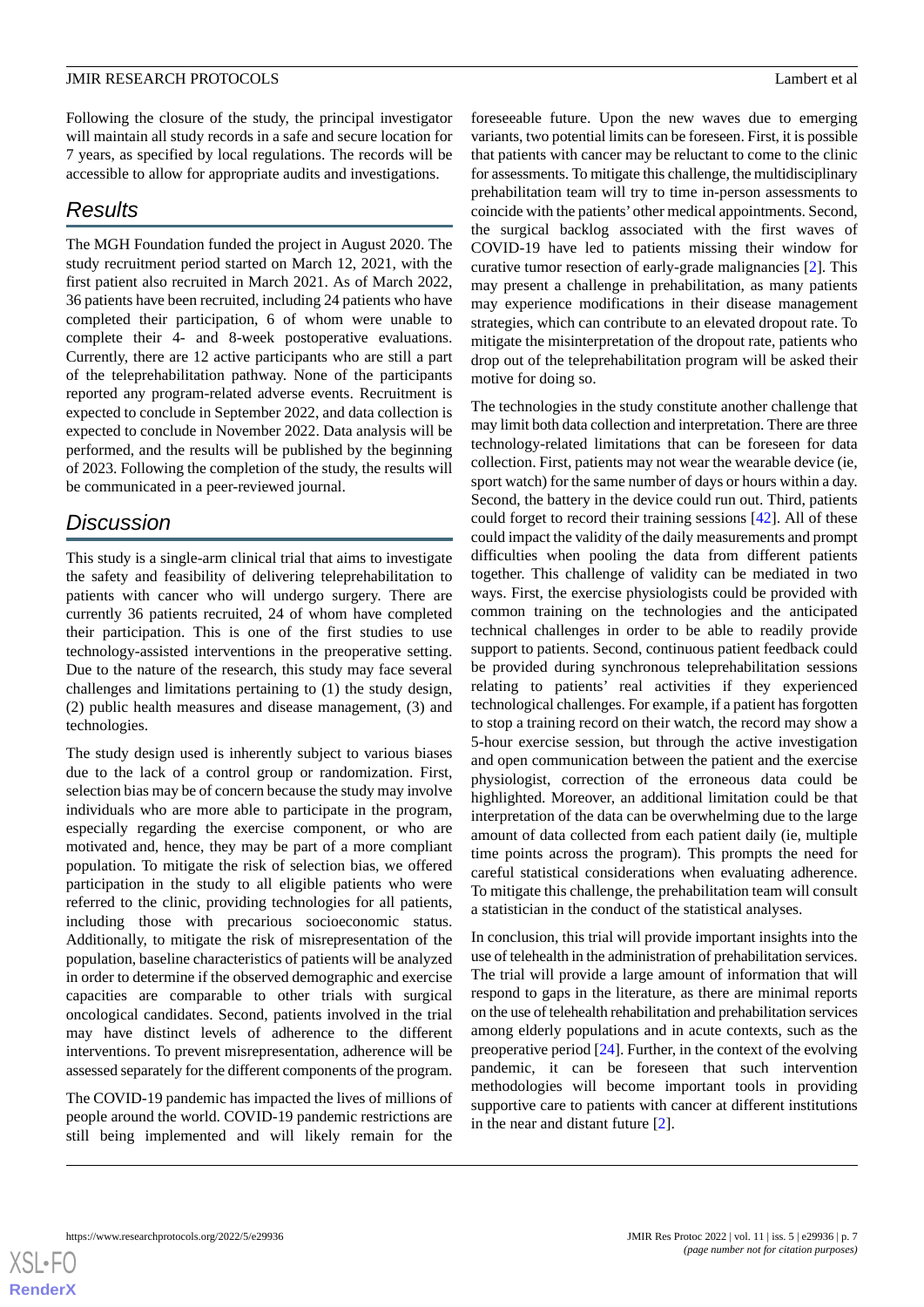Following the closure of the study, the principal investigator will maintain all study records in a safe and secure location for 7 years, as specified by local regulations. The records will be accessible to allow for appropriate audits and investigations.

## Results

The MGH Foundation funded the project in August 2020. The study recruitment period started on March 12, 2021, with the first patient also recruited in March 2021. As of March 2022, 36 patients have been recruited, including 24 patients who have completed their participation, 6 of whom were unable to complete their 4- and 8-week postoperative evaluations. Currently, there are 12 active participants who are still a part of the teleprehabilitation pathway. None of the participants reported any program-related adverse events. Recruitment is expected to conclude in September 2022, and data collection is expected to conclude in November 2022. Data analysis will be performed, and the results will be published by the beginning of 2023. Following the completion of the study, the results will be communicated in a peer-reviewed journal.

## Discussion

This study is a single-arm clinical trial that aims to investigate the safety and feasibility of delivering teleprehabilitation to patients with cancer who will undergo surgery. There are currently 36 patients recruited, 24 of whom have completed their participation. This is one of the first studies to use technology-assisted interventions in the preoperative setting. Due to the nature of the research, this study may face several challenges and limitations pertaining to (1) the study design, (2) public health measures and disease management, (3) and technologies.

The study design used is inherently subject to various biases due to the lack of a control group or randomization. First, selection bias may be of concern because the study may involve individuals who are more able to participate in the program, especially regarding the exercise component, or who are motivated and, hence, they may be part of a more compliant population. To mitigate the risk of selection bias, we offered participation in the study to all eligible patients who were referred to the clinic, providing technologies for all patients, including those with precarious socioeconomic status. Additionally, to mitigate the risk of misrepresentation of the population, baseline characteristics of patients will be analyzed in order to determine if the observed demographic and exercise capacities are comparable to other trials with surgical oncological candidates. Second, patients involved in the trial may have distinct levels of adherence to the different interventions. To prevent misrepresentation, adherence will be assessed separately for the different components of the program.

The COVID-19 pandemic has impacted the lives of millions of people around the world. COVID-19 pandemic restrictions are still being implemented and will likely remain for the foreseeable future. Upon the new waves due to emerging variants, two potential limits can be foreseen. First, it is possible that patients with cancer may be reluctant to come to the clinic for assessments. To mitigate this challenge, the multidisciplinary prehabilitation team will try to time in-person assessments to coincide with the patients' other medical appointments. Second, the surgical backlog associated with the first waves of COVID-19 have led to patients missing their window for curative tumor resection of early-grade malignancies [2]. This may present a challenge in prehabilitation, as many patients may experience modifications in their disease management strategies, which can contribute to an elevated dropout rate. To mitigate the misinterpretation of the dropout rate, patients who drop out of the teleprehabilitation program will be asked their motive for doing so.

The technologies in the study constitute another challenge that may limit both data collection and interpretation. There are three technology-related limitations that can be foreseen for data collection. First, patients may not wear the wearable device (ie, sport watch) for the same number of days or hours within a day. Second, the battery in the device could run out. Third, patients could forget to record their training sessions [42]. All of these could impact the validity of the daily measurements and prompt difficulties when pooling the data from different patients together. This challenge of validity can be mediated in two ways. First, the exercise physiologists could be provided with common training on the technologies and the anticipated technical challenges in order to be able to readily provide support to patients. Second, continuous patient feedback could be provided during synchronous teleprehabilitation sessions relating to patients' real activities if they experienced technological challenges. For example, if a patient has forgotten to stop a training record on their watch, the record may show a 5-hour exercise session, but through the active investigation and open communication between the patient and the exercise physiologist, correction of the erroneous data could be highlighted. Moreover, an additional limitation could be that interpretation of the data can be overwhelming due to the large amount of data collected from each patient daily (ie, multiple time points across the program). This prompts the need for careful statistical considerations when evaluating adherence. To mitigate this challenge, the prehabilitation team will consult a statistician in the conduct of the statistical analyses.

In conclusion, this trial will provide important insights into the use of telehealth in the administration of prehabilitation services. The trial will provide a large amount of information that will respond to gaps in the literature, as there are minimal reports on the use of telehealth rehabilitation and prehabilitation services among elderly populations and in acute contexts, such as the preoperative period [24]. Further, in the context of the evolving pandemic, it can be foreseen that such intervention methodologies will become important tools in providing supportive care to patients with cancer at different institutions in the near and distant future [2].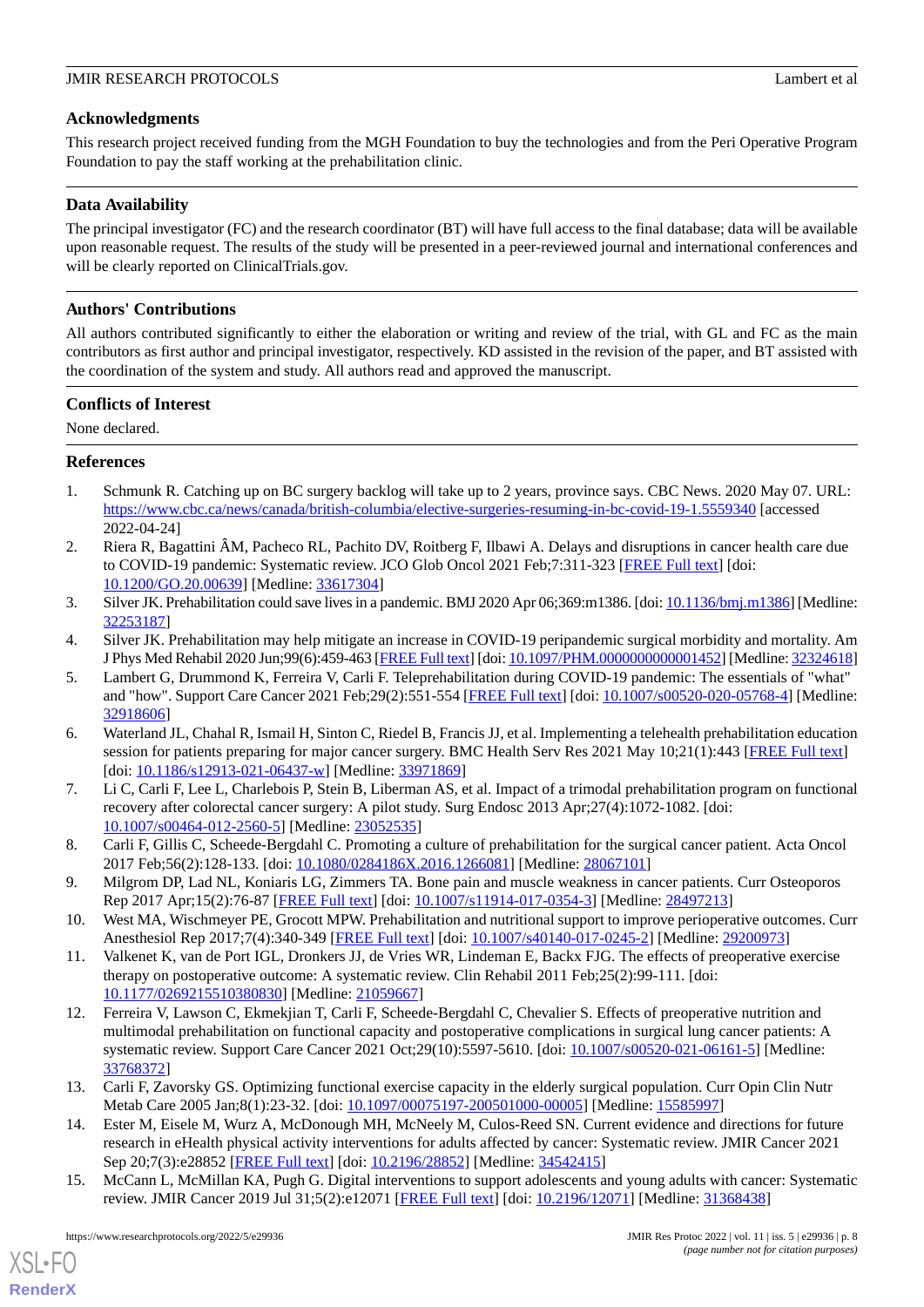## Acknowledgments

This research project received funding from the MGH Foundation to buy the technologies and from the Peri Operative Program Foundation to pay the staff working at the prehabilitation clinic.

## Data Availability

The principal investigator (FC) and the research coordinator (BT) will have full access to the final database; data will be available upon reasonable request. The results of the study will be presented in a peer-reviewed journal and international conferences and will be clearly reported on ClinicalTrials.gov.

## Authors' Contributions

All authors contributed significantly to either the elaboration or writing and review of the trial, with GL and FC as the main contributors as first author and principal investigator, respectively. KD assisted in the revision of the paper, and BT assisted with the coordination of the system and study. All authors read and approved the manuscript.

## Conflicts of Interest

None declared.

## References

1. Schmunk R. Catching up on BC surgery backlog will take up to 2 years, province says. CBC News. 2020 May 07. URL: https://www.cbc.ca/news/canada/british-columbia/elective-surgeries-resuming-in-bc-covid-19-1.5559340 [accessed 2022-04-24]
2. Riera R, Bagattini ÂM, Pacheco RL, Pachito DV, Roitberg F, Ilbawi A. Delays and disruptions in cancer health care due to COVID-19 pandemic: Systematic review. JCO Glob Oncol 2021 Feb;7:311-323 [FREE Full text] [doi: 10.1200/GO.20.00639] [Medline: 33617304]
3. Silver JK. Prehabilitation could save lives in a pandemic. BMJ 2020 Apr 06;369:m1386. [doi: 10.1136/bmj.m1386] [Medline: 32253187]
4. Silver JK. Prehabilitation may help mitigate an increase in COVID-19 peripandemic surgical morbidity and mortality. Am J Phys Med Rehabil 2020 Jun;99(6):459-463 [FREE Full text] [doi: 10.1097/PHM.0000000000001452] [Medline: 32324618]
5. Lambert G, Drummond K, Ferreira V, Carli F. Teleprehabilitation during COVID-19 pandemic: The essentials of "what" and "how". Support Care Cancer 2021 Feb;29(2):551-554 [FREE Full text] [doi: 10.1007/s00520-020-05768-4] [Medline: 32918606]
6. Waterland JL, Chahal R, Ismail H, Sinton C, Riedel B, Francis JJ, et al. Implementing a telehealth prehabilitation education session for patients preparing for major cancer surgery. BMC Health Serv Res 2021 May 10;21(1):443 [FREE Full text] [doi: 10.1186/s12913-021-06437-w] [Medline: 33971869]
7. Li C, Carli F, Lee L, Charlebois P, Stein B, Liberman AS, et al. Impact of a trimodal prehabilitation program on functional recovery after colorectal cancer surgery: A pilot study. Surg Endosc 2013 Apr;27(4):1072-1082. [doi: 10.1007/s00464-012-2560-5] [Medline: 23052535]
8. Carli F, Gillis C, Scheede-Bergdahl C. Promoting a culture of prehabilitation for the surgical cancer patient. Acta Oncol 2017 Feb;56(2):128-133. [doi: 10.1080/0284186X.2016.1266081] [Medline: 28067101]
9. Milgrom DP, Lad NL, Koniaris LG, Zimmers TA. Bone pain and muscle weakness in cancer patients. Curr Osteoporos Rep 2017 Apr;15(2):76-87 [FREE Full text] [doi: 10.1007/s11914-017-0354-3] [Medline: 28497213]
10. West MA, Wischmeyer PE, Grocott MPW. Prehabilitation and nutritional support to improve perioperative outcomes. Curr Anesthesiol Rep 2017;7(4):340-349 [FREE Full text] [doi: 10.1007/s40140-017-0245-2] [Medline: 29200973]
11. Valkenet K, van de Port IGL, Dronkers JJ, de Vries WR, Lindeman E, Backx FJG. The effects of preoperative exercise therapy on postoperative outcome: A systematic review. Clin Rehabil 2011 Feb;25(2):99-111. [doi: 10.1177/0269215510380830] [Medline: 21059667]
12. Ferreira V, Lawson C, Ekmekjian T, Carli F, Scheede-Bergdahl C, Chevalier S. Effects of preoperative nutrition and multimodal prehabilitation on functional capacity and postoperative complications in surgical lung cancer patients: A systematic review. Support Care Cancer 2021 Oct;29(10):5597-5610. [doi: 10.1007/s00520-021-06161-5] [Medline: 33768372]
13. Carli F, Zavorsky GS. Optimizing functional exercise capacity in the elderly surgical population. Curr Opin Clin Nutr Metab Care 2005 Jan;8(1):23-32. [doi: 10.1097/00075197-200501000-00005] [Medline: 15585997]
14. Ester M, Eisele M, Wurz A, McDonough MH, McNeely M, Culos-Reed SN. Current evidence and directions for future research in eHealth physical activity interventions for adults affected by cancer: Systematic review. JMIR Cancer 2021 Sep 20;7(3):e28852 [FREE Full text] [doi: 10.2196/28852] [Medline: 34542415]
15. McCann L, McMillan KA, Pugh G. Digital interventions to support adolescents and young adults with cancer: Systematic review. JMIR Cancer 2019 Jul 31;5(2):e12071 [FREE Full text] [doi: 10.2196/12071] [Medline: 31368438]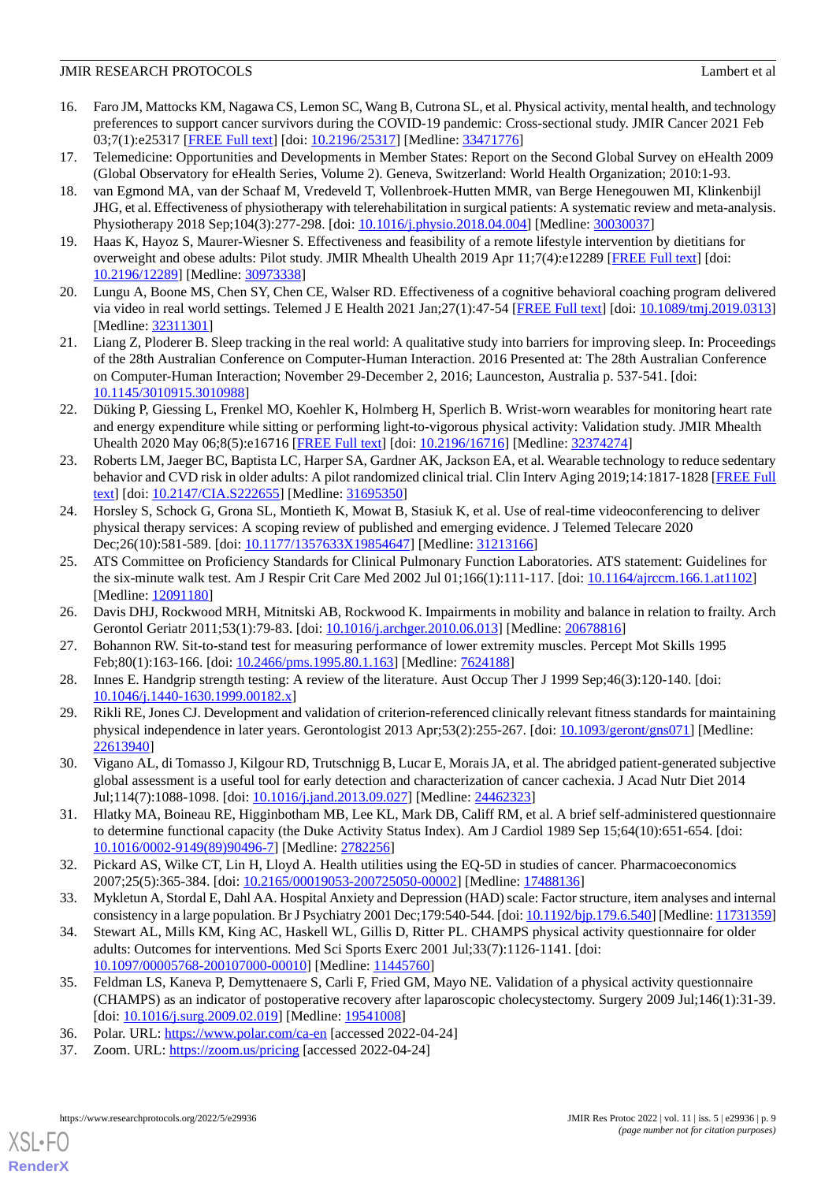16. Faro JM, Mattocks KM, Nagawa CS, Lemon SC, Wang B, Cutrona SL, et al. Physical activity, mental health, and technology preferences to support cancer survivors during the COVID-19 pandemic: Cross-sectional study. JMIR Cancer 2021 Feb 03;7(1):e25317 [FREE Full text] [doi: 10.2196/25317] [Medline: 33471776]
17. Telemedicine: Opportunities and Developments in Member States: Report on the Second Global Survey on eHealth 2009 (Global Observatory for eHealth Series, Volume 2). Geneva, Switzerland: World Health Organization; 2010:1-93.
18. van Egmond MA, van der Schaaf M, Vredeveld T, Vollenbroek-Hutten MMR, van Berge Henegouwen MI, Klinkenbijl JHG, et al. Effectiveness of physiotherapy with telerehabilitation in surgical patients: A systematic review and meta-analysis. Physiotherapy 2018 Sep;104(3):277-298. [doi: 10.1016/j.physio.2018.04.004] [Medline: 30030037]
19. Haas K, Hayoz S, Maurer-Wiesner S. Effectiveness and feasibility of a remote lifestyle intervention by dietitians for overweight and obese adults: Pilot study. JMIR Mhealth Uhealth 2019 Apr 11;7(4):e12289 [FREE Full text] [doi: 10.2196/12289] [Medline: 30973338]
20. Lungu A, Boone MS, Chen SY, Chen CE, Walser RD. Effectiveness of a cognitive behavioral coaching program delivered via video in real world settings. Telemed J E Health 2021 Jan;27(1):47-54 [FREE Full text] [doi: 10.1089/tmj.2019.0313] [Medline: 32311301]
21. Liang Z, Ploderer B. Sleep tracking in the real world: A qualitative study into barriers for improving sleep. In: Proceedings of the 28th Australian Conference on Computer-Human Interaction. 2016 Presented at: The 28th Australian Conference on Computer-Human Interaction; November 29-December 2, 2016; Launceston, Australia p. 537-541. [doi: 10.1145/3010915.3010988]
22. Düking P, Giessing L, Frenkel MO, Koehler K, Holmberg H, Sperlich B. Wrist-worn wearables for monitoring heart rate and energy expenditure while sitting or performing light-to-vigorous physical activity: Validation study. JMIR Mhealth Uhealth 2020 May 06;8(5):e16716 [FREE Full text] [doi: 10.2196/16716] [Medline: 32374274]
23. Roberts LM, Jaeger BC, Baptista LC, Harper SA, Gardner AK, Jackson EA, et al. Wearable technology to reduce sedentary behavior and CVD risk in older adults: A pilot randomized clinical trial. Clin Interv Aging 2019;14:1817-1828 [FREE Full text] [doi: 10.2147/CIA.S222655] [Medline: 31695350]
24. Horsley S, Schock G, Grona SL, Montieth K, Mowat B, Stasiuk K, et al. Use of real-time videoconferencing to deliver physical therapy services: A scoping review of published and emerging evidence. J Telemed Telecare 2020 Dec;26(10):581-589. [doi: 10.1177/1357633X19854647] [Medline: 31213166]
25. ATS Committee on Proficiency Standards for Clinical Pulmonary Function Laboratories. ATS statement: Guidelines for the six-minute walk test. Am J Respir Crit Care Med 2002 Jul 01;166(1):111-117. [doi: 10.1164/ajrccm.166.1.at1102] [Medline: 12091180]
26. Davis DHJ, Rockwood MRH, Mitnitski AB, Rockwood K. Impairments in mobility and balance in relation to frailty. Arch Gerontol Geriatr 2011;53(1):79-83. [doi: 10.1016/j.archger.2010.06.013] [Medline: 20678816]
27. Bohannon RW. Sit-to-stand test for measuring performance of lower extremity muscles. Percept Mot Skills 1995 Feb;80(1):163-166. [doi: 10.2466/pms.1995.80.1.163] [Medline: 7624188]
28. Innes E. Handgrip strength testing: A review of the literature. Aust Occup Ther J 1999 Sep;46(3):120-140. [doi: 10.1046/j.1440-1630.1999.00182.x]
29. Rikli RE, Jones CJ. Development and validation of criterion-referenced clinically relevant fitness standards for maintaining physical independence in later years. Gerontologist 2013 Apr;53(2):255-267. [doi: 10.1093/geront/gns071] [Medline: 22613940]
30. Vigano AL, di Tomasso J, Kilgour RD, Trutschnigg B, Lucar E, Morais JA, et al. The abridged patient-generated subjective global assessment is a useful tool for early detection and characterization of cancer cachexia. J Acad Nutr Diet 2014 Jul;114(7):1088-1098. [doi: 10.1016/j.jand.2013.09.027] [Medline: 24462323]
31. Hlatky MA, Boineau RE, Higginbotham MB, Lee KL, Mark DB, Califf RM, et al. A brief self-administered questionnaire to determine functional capacity (the Duke Activity Status Index). Am J Cardiol 1989 Sep 15;64(10):651-654. [doi: 10.1016/0002-9149(89)90496-7] [Medline: 2782256]
32. Pickard AS, Wilke CT, Lin H, Lloyd A. Health utilities using the EQ-5D in studies of cancer. Pharmacoeconomics 2007;25(5):365-384. [doi: 10.2165/00019053-200725050-00002] [Medline: 17488136]
33. Mykletun A, Stordal E, Dahl AA. Hospital Anxiety and Depression (HAD) scale: Factor structure, item analyses and internal consistency in a large population. Br J Psychiatry 2001 Dec;179:540-544. [doi: 10.1192/bjp.179.6.540] [Medline: 11731359]
34. Stewart AL, Mills KM, King AC, Haskell WL, Gillis D, Ritter PL. CHAMPS physical activity questionnaire for older adults: Outcomes for interventions. Med Sci Sports Exerc 2001 Jul;33(7):1126-1141. [doi: 10.1097/00005768-200107000-00010] [Medline: 11445760]
35. Feldman LS, Kaneva P, Demyttenaere S, Carli F, Fried GM, Mayo NE. Validation of a physical activity questionnaire (CHAMPS) as an indicator of postoperative recovery after laparoscopic cholecystectomy. Surgery 2009 Jul;146(1):31-39. [doi: 10.1016/j.surg.2009.02.019] [Medline: 19541008]
36. Polar. URL: https://www.polar.com/ca-en [accessed 2022-04-24]
37. Zoom. URL: https://zoom.us/pricing [accessed 2022-04-24]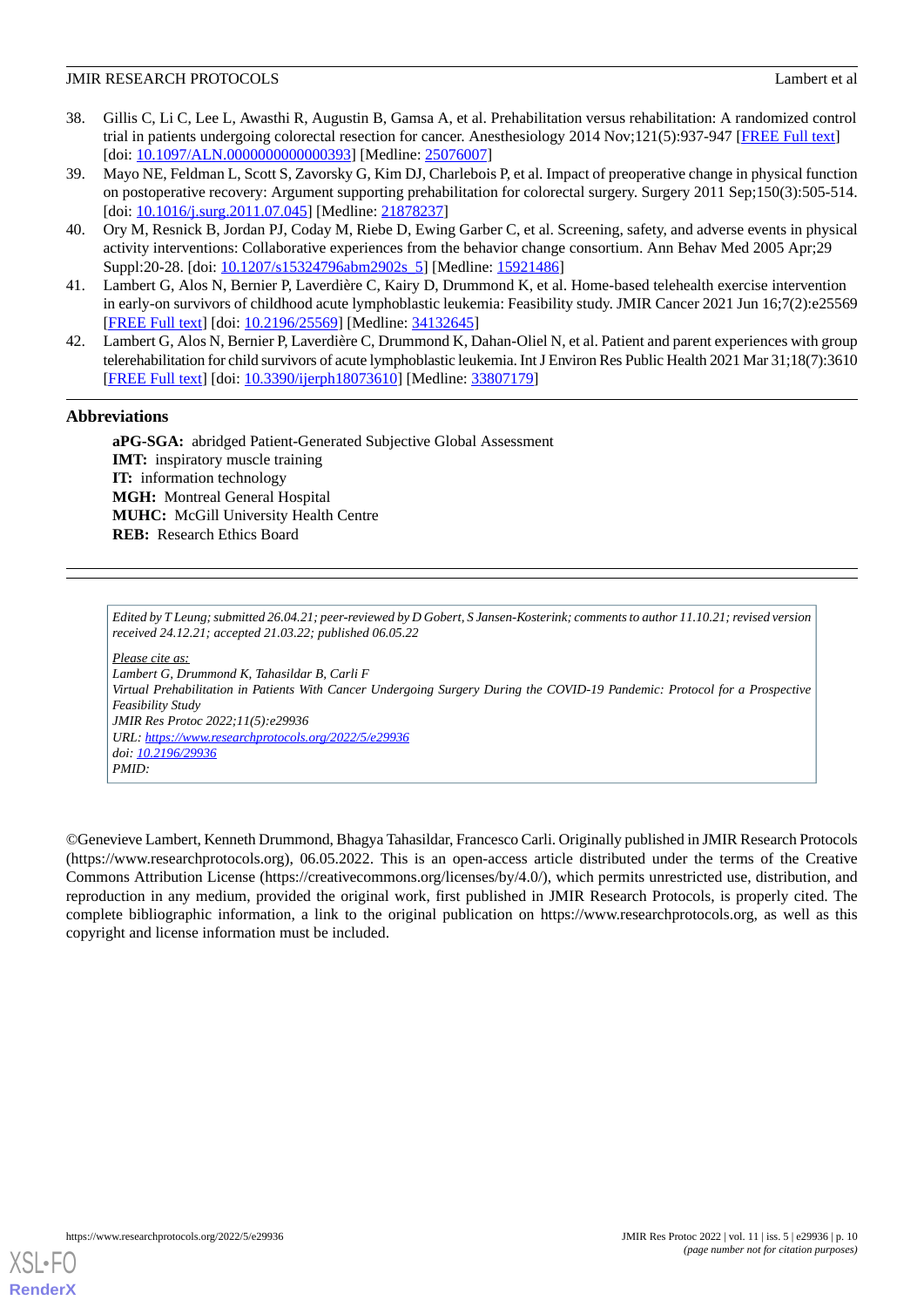38. Gillis C, Li C, Lee L, Awasthi R, Augustin B, Gamsa A, et al. Prehabilitation versus rehabilitation: A randomized control trial in patients undergoing colorectal resection for cancer. Anesthesiology 2014 Nov;121(5):937-947 [FREE Full text] [doi: 10.1097/ALN.0000000000000393] [Medline: 25076007]
39. Mayo NE, Feldman L, Scott S, Zavorsky G, Kim DJ, Charlebois P, et al. Impact of preoperative change in physical function on postoperative recovery: Argument supporting prehabilitation for colorectal surgery. Surgery 2011 Sep;150(3):505-514. [doi: 10.1016/j.surg.2011.07.045] [Medline: 21878237]
40. Ory M, Resnick B, Jordan PJ, Coday M, Riebe D, Ewing Garber C, et al. Screening, safety, and adverse events in physical activity interventions: Collaborative experiences from the behavior change consortium. Ann Behav Med 2005 Apr;29 Suppl:20-28. [doi: 10.1207/s15324796abm2902s_5] [Medline: 15921486]
41. Lambert G, Alos N, Bernier P, Laverdière C, Kairy D, Drummond K, et al. Home-based telehealth exercise intervention in early-on survivors of childhood acute lymphoblastic leukemia: Feasibility study. JMIR Cancer 2021 Jun 16;7(2):e25569 [FREE Full text] [doi: 10.2196/25569] [Medline: 34132645]
42. Lambert G, Alos N, Bernier P, Laverdière C, Drummond K, Dahan-Oliel N, et al. Patient and parent experiences with group telerehabilitation for child survivors of acute lymphoblastic leukemia. Int J Environ Res Public Health 2021 Mar 31;18(7):3610 [FREE Full text] [doi: 10.3390/ijerph18073610] [Medline: 33807179]

## Abbreviations

**aPG-SGA:** abridged Patient-Generated Subjective Global Assessment
**IMT:** inspiratory muscle training
**IT:** information technology
**MGH:** Montreal General Hospital
**MUHC:** McGill University Health Centre
**REB:** Research Ethics Board

*Edited by T Leung; submitted 26.04.21; peer-reviewed by D Gobert, S Jansen-Kosterink; comments to author 11.10.21; revised version received 24.12.21; accepted 21.03.22; published 06.05.22*

*Please cite as:*
*Lambert G, Drummond K, Tahasildar B, Carli F*
*Virtual Prehabilitation in Patients With Cancer Undergoing Surgery During the COVID-19 Pandemic: Protocol for a Prospective Feasibility Study*
*JMIR Res Protoc 2022;11(5):e29936*
*URL: https://www.researchprotocols.org/2022/5/e29936*
*doi: 10.2196/29936*
*PMID:*

©Genevieve Lambert, Kenneth Drummond, Bhagya Tahasildar, Francesco Carli. Originally published in JMIR Research Protocols (https://www.researchprotocols.org), 06.05.2022. This is an open-access article distributed under the terms of the Creative Commons Attribution License (https://creativecommons.org/licenses/by/4.0/), which permits unrestricted use, distribution, and reproduction in any medium, provided the original work, first published in JMIR Research Protocols, is properly cited. The complete bibliographic information, a link to the original publication on https://www.researchprotocols.org, as well as this copyright and license information must be included.